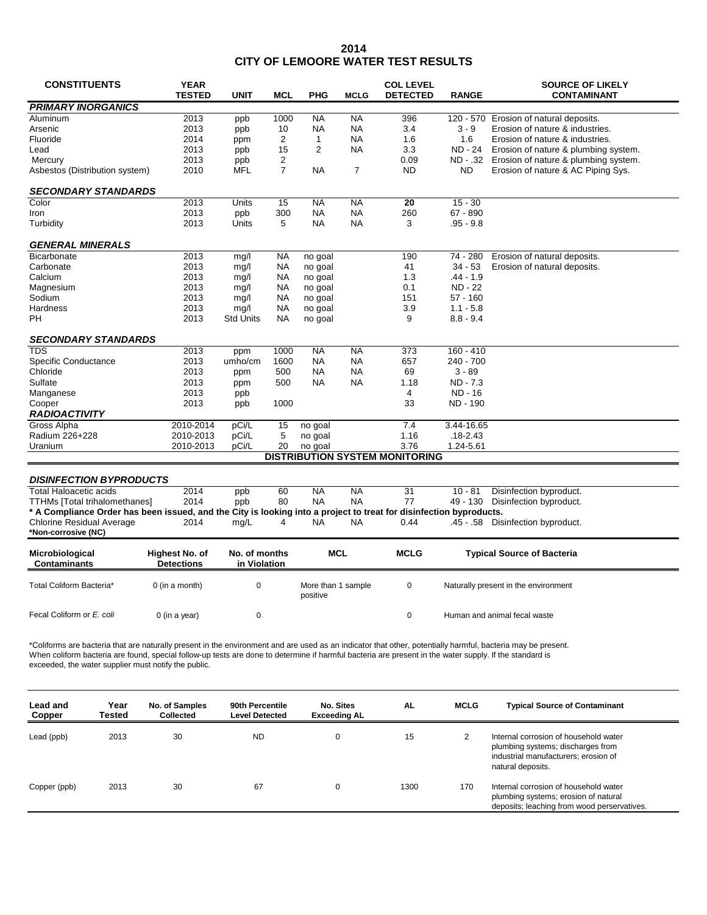# 2014
# CITY OF LEMOORE WATER TEST RESULTS

| CONSTITUENTS | YEAR TESTED | UNIT | MCL | PHG | MCLG | COL LEVEL DETECTED | RANGE | SOURCE OF LIKELY CONTAMINANT |
|---|---|---|---|---|---|---|---|---|
| ***PRIMARY INORGANICS*** | | | | | | | | |
| Aluminum | 2013 | ppb | 1000 | NA | NA | 396 | 120 - 570 | Erosion of natural deposits. |
| Arsenic | 2013 | ppb | 10 | NA | NA | 3.4 | 3 - 9 | Erosion of nature & industries. |
| Fluoride | 2014 | ppm | 2 | 1 | NA | 1.6 | 1.6 | Erosion of nature & industries. |
| Lead | 2013 | ppb | 15 | 2 | NA | 3.3 | ND - 24 | Erosion of nature & plumbing system. |
| Mercury | 2013 | ppb | 2 | | | 0.09 | ND - .32 | Erosion of nature & plumbing system. |
| Asbestos (Distribution system) | 2010 | MFL | 7 | NA | 7 | ND | ND | Erosion of nature & AC Piping Sys. |
| ***SECONDARY STANDARDS*** | | | | | | | | |
| Color | 2013 | Units | 15 | NA | NA | **20** | 15 - 30 | |
| Iron | 2013 | ppb | 300 | NA | NA | 260 | 67 - 890 | |
| Turbidity | 2013 | Units | 5 | NA | NA | 3 | .95 - 9.8 | |
| ***GENERAL MINERALS*** | | | | | | | | |
| Bicarbonate | 2013 | mg/l | NA | no goal | | 190 | 74 - 280 | Erosion of natural deposits. |
| Carbonate | 2013 | mg/l | NA | no goal | | 41 | 34 - 53 | Erosion of natural deposits. |
| Calcium | 2013 | mg/l | NA | no goal | | 1.3 | .44 - 1.9 | |
| Magnesium | 2013 | mg/l | NA | no goal | | 0.1 | ND - 22 | |
| Sodium | 2013 | mg/l | NA | no goal | | 151 | 57 - 160 | |
| Hardness | 2013 | mg/l | NA | no goal | | 3.9 | 1.1 - 5.8 | |
| PH | 2013 | Std Units | NA | no goal | | 9 | 8.8 - 9.4 | |
| ***SECONDARY STANDARDS*** | | | | | | | | |
| TDS | 2013 | ppm | 1000 | NA | NA | 373 | 160 - 410 | |
| Specific Conductance | 2013 | umho/cm | 1600 | NA | NA | 657 | 240 - 700 | |
| Chloride | 2013 | ppm | 500 | NA | NA | 69 | 3 - 89 | |
| Sulfate | 2013 | ppm | 500 | NA | NA | 1.18 | ND - 7.3 | |
| Manganese | 2013 | ppb | | | | 4 | ND - 16 | |
| Cooper | 2013 | ppb | 1000 | | | 33 | ND - 190 | |
| ***RADIOACTIVITY*** | | | | | | | | |
| Gross Alpha | 2010-2014 | pCi/L | 15 | no goal | | 7.4 | 3.44-16.65 | |
| Radium 226+228 | 2010-2013 | pCi/L | 5 | no goal | | 1.16 | .18-2.43 | |
| Uranium | 2010-2013 | pCi/L | 20 | no goal | | 3.76 | 1.24-5.61 | |

**DISTRIBUTION SYSTEM MONITORING**

| CONSTITUENTS | YEAR TESTED | UNIT | MCL | PHG | MCLG | COL LEVEL DETECTED | RANGE | SOURCE OF LIKELY CONTAMINANT |
|---|---|---|---|---|---|---|---|---|
| ***DISINFECTION BYPRODUCTS*** | | | | | | | | |
| Total Haloacetic acids | 2014 | ppb | 60 | NA | NA | 31 | 10 - 81 | Disinfection byproduct. |
| TTHMs [Total trihalomethanes] | 2014 | ppb | 80 | NA | NA | 77 | 49 - 130 | Disinfection byproduct. |
| Chlorine Residual Average | 2014 | mg/L | 4 | NA | NA | 0.44 | .45 - .58 | Disinfection byproduct. |

**\* A Compliance Order has been issued, and the City is looking into a project to treat for disinfection byproducts.**

***Non-corrosive (NC)**

| Microbiological Contaminants | Highest No. of Detections | No. of months in Violation | MCL | MCLG | Typical Source of Bacteria |
|---|---|---|---|---|---|
| Total Coliform Bacteria* | 0 (in a month) | 0 | More than 1 sample positive | 0 | Naturally present in the environment |
| Fecal Coliform or *E. coli* | 0 (in a year) | 0 | | 0 | Human and animal fecal waste |

*Coliforms are bacteria that are naturally present in the environment and are used as an indicator that other, potentially harmful, bacteria may be present. When coliform bacteria are found, special follow-up tests are done to determine if harmful bacteria are present in the water supply. If the standard is exceeded, the water supplier must notify the public.

| Lead and Copper | Year Tested | No. of Samples Collected | 90th Percentile Level Detected | No. Sites Exceeding AL | AL | MCLG | Typical Source of Contaminant |
|---|---|---|---|---|---|---|---|
| Lead (ppb) | 2013 | 30 | ND | 0 | 15 | 2 | Internal corrosion of household water plumbing systems; discharges from industrial manufacturers; erosion of natural deposits. |
| Copper (ppb) | 2013 | 30 | 67 | 0 | 1300 | 170 | Internal corrosion of household water plumbing systems; erosion of natural deposits; leaching from wood perservatives. |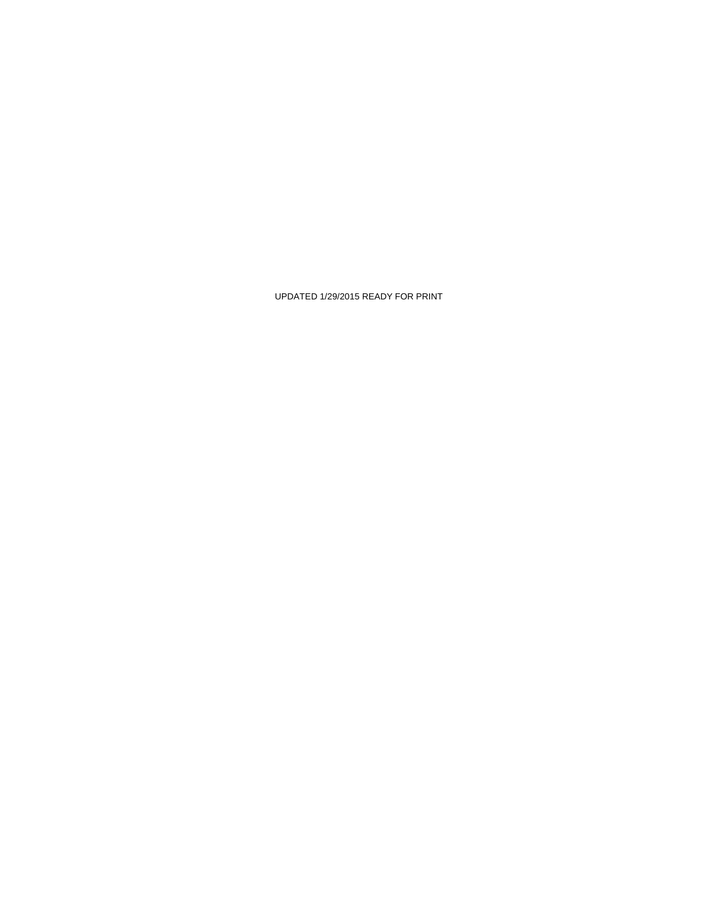UPDATED 1/29/2015 READY FOR PRINT